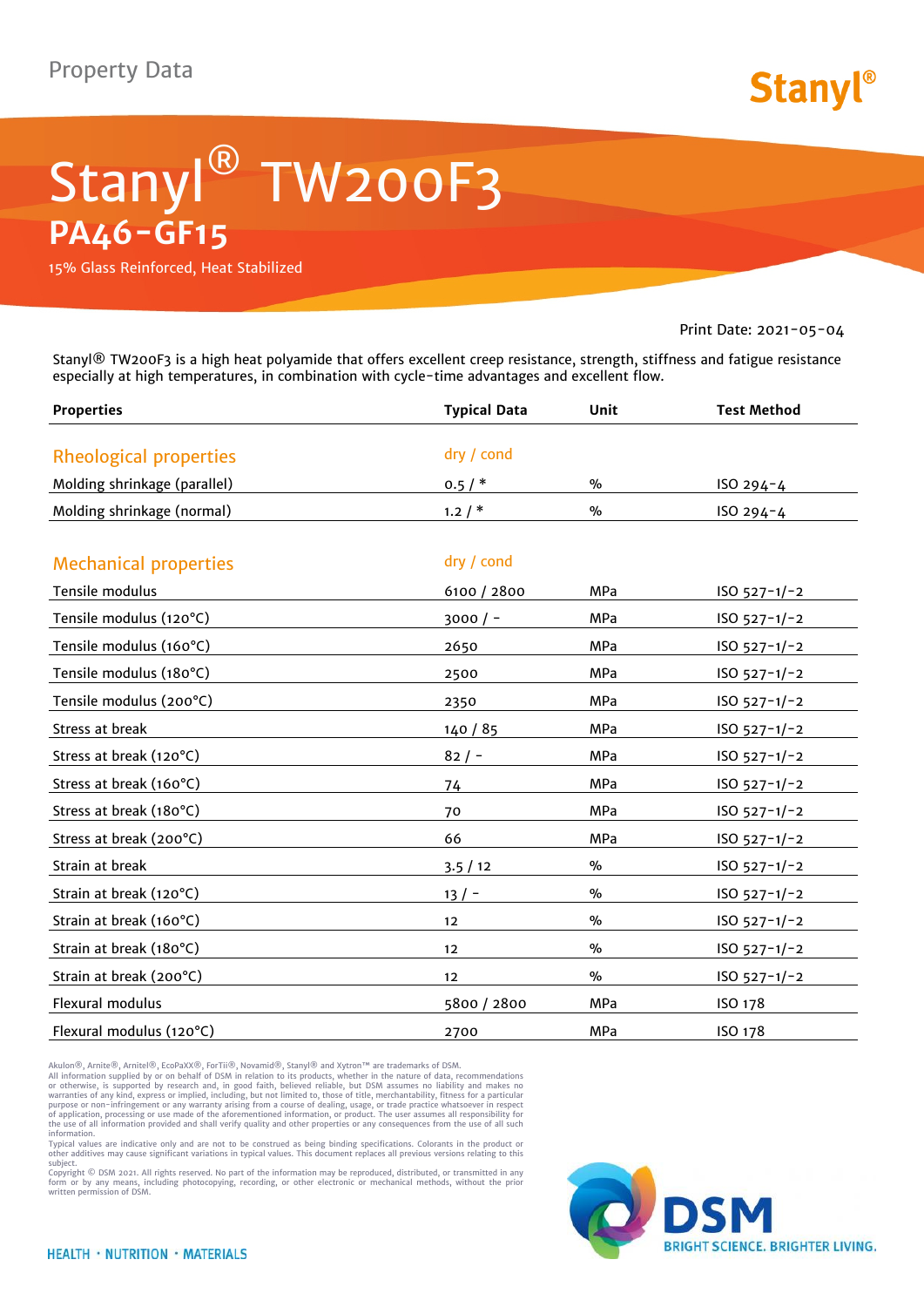Property Data

Stanyl®

# Stanyl® TW200F3

## PA46-GF15

15% Glass Reinforced, Heat Stabilized

Print Date: 2021-05-04

Stanyl® TW200F3 is a high heat polyamide that offers excellent creep resistance, strength, stiffness and fatigue resistance especially at high temperatures, in combination with cycle-time advantages and excellent flow.

| Properties | Typical Data | Unit | Test Method |
|---|---|---|---|
| **Rheological properties** | dry / cond | | |
| Molding shrinkage (parallel) | 0.5 / * | % | ISO 294-4 |
| Molding shrinkage (normal) | 1.2 / * | % | ISO 294-4 |
| **Mechanical properties** | dry / cond | | |
| Tensile modulus | 6100 / 2800 | MPa | ISO 527-1/-2 |
| Tensile modulus (120°C) | 3000 / - | MPa | ISO 527-1/-2 |
| Tensile modulus (160°C) | 2650 | MPa | ISO 527-1/-2 |
| Tensile modulus (180°C) | 2500 | MPa | ISO 527-1/-2 |
| Tensile modulus (200°C) | 2350 | MPa | ISO 527-1/-2 |
| Stress at break | 140 / 85 | MPa | ISO 527-1/-2 |
| Stress at break (120°C) | 82 / - | MPa | ISO 527-1/-2 |
| Stress at break (160°C) | 74 | MPa | ISO 527-1/-2 |
| Stress at break (180°C) | 70 | MPa | ISO 527-1/-2 |
| Stress at break (200°C) | 66 | MPa | ISO 527-1/-2 |
| Strain at break | 3.5 / 12 | % | ISO 527-1/-2 |
| Strain at break (120°C) | 13 / - | % | ISO 527-1/-2 |
| Strain at break (160°C) | 12 | % | ISO 527-1/-2 |
| Strain at break (180°C) | 12 | % | ISO 527-1/-2 |
| Strain at break (200°C) | 12 | % | ISO 527-1/-2 |
| Flexural modulus | 5800 / 2800 | MPa | ISO 178 |
| Flexural modulus (120°C) | 2700 | MPa | ISO 178 |

Akulon®, Arnite®, Arnitel®, EcoPaXX®, ForTii®, Novamid®, Stanyl® and Xytron™ are trademarks of DSM.
All information supplied by or on behalf of DSM in relation to its products, whether in the nature of data, recommendations or otherwise, is supported by research and, in good faith, believed reliable, but DSM assumes no liability and makes no warranties of any kind, express or implied, including, but not limited to, those of title, merchantability, fitness for a particular purpose or non-infringement or any warranty arising from a course of dealing, usage, or trade practice whatsoever in respect of application, processing or use made of the aforementioned information, or product. The user assumes all responsibility for the use of all information provided and shall verify quality and other properties or any consequences from the use of all such information.
Typical values are indicative only and are not to be construed as being binding specifications. Colorants in the product or other additives may cause significant variations in typical values. This document replaces all previous versions relating to this subject.
Copyright © DSM 2021. All rights reserved. No part of the information may be reproduced, distributed, or transmitted in any form or by any means, including photocopying, recording, or other electronic or mechanical methods, without the prior written permission of DSM.

HEALTH · NUTRITION · MATERIALS

DSM BRIGHT SCIENCE. BRIGHTER LIVING.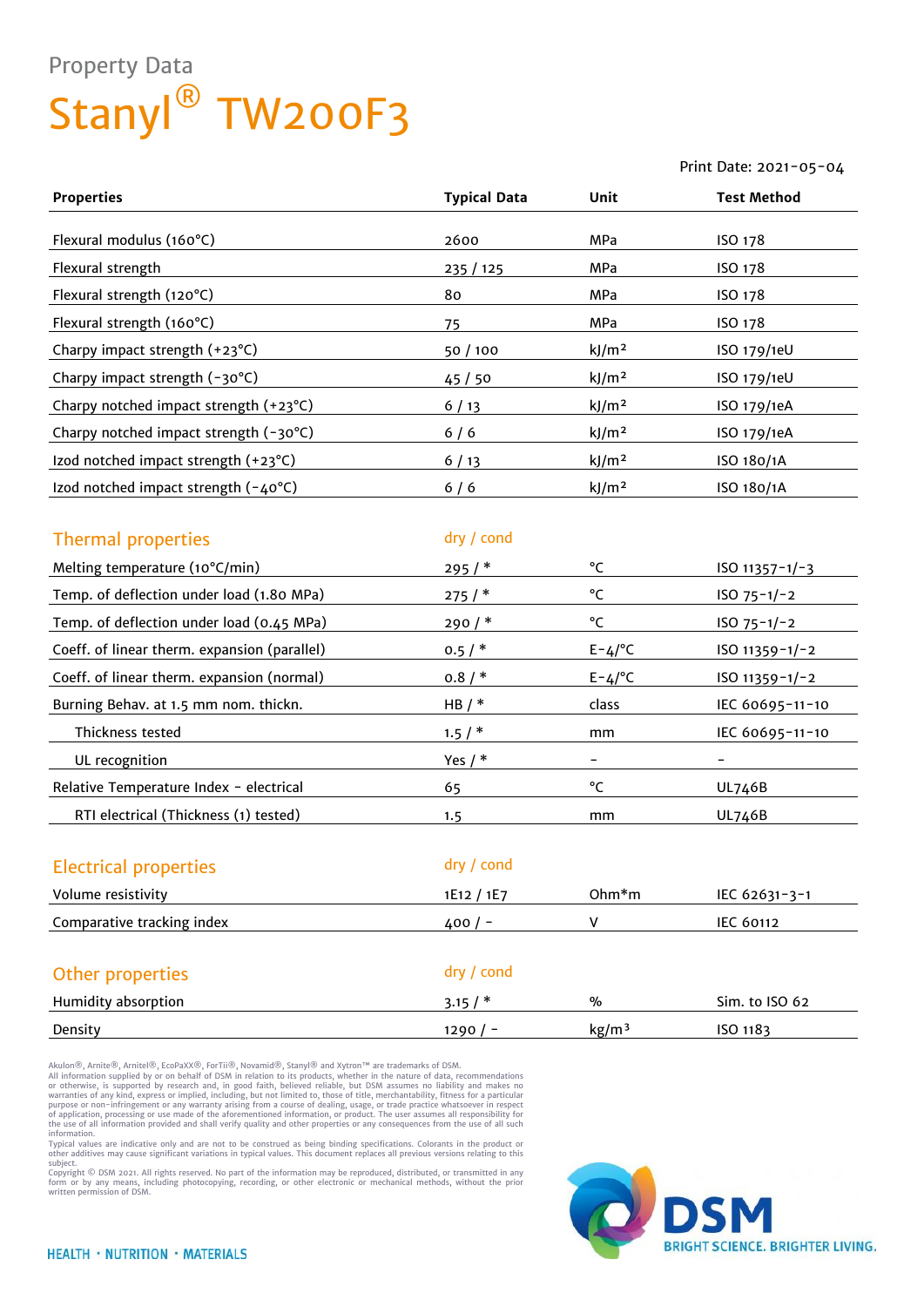Property Data

# Stanyl® TW200F3

Print Date: 2021-05-04

| Properties | Typical Data | Unit | Test Method |
|---|---|---|---|
| Flexural modulus (160°C) | 2600 | MPa | ISO 178 |
| Flexural strength | 235 / 125 | MPa | ISO 178 |
| Flexural strength (120°C) | 80 | MPa | ISO 178 |
| Flexural strength (160°C) | 75 | MPa | ISO 178 |
| Charpy impact strength (+23°C) | 50 / 100 | kJ/m² | ISO 179/1eU |
| Charpy impact strength (-30°C) | 45 / 50 | kJ/m² | ISO 179/1eU |
| Charpy notched impact strength (+23°C) | 6 / 13 | kJ/m² | ISO 179/1eA |
| Charpy notched impact strength (-30°C) | 6 / 6 | kJ/m² | ISO 179/1eA |
| Izod notched impact strength (+23°C) | 6 / 13 | kJ/m² | ISO 180/1A |
| Izod notched impact strength (-40°C) | 6 / 6 | kJ/m² | ISO 180/1A |

## Thermal properties

| Thermal properties | dry / cond | | |
|---|---|---|---|
| Melting temperature (10°C/min) | 295 / * | °C | ISO 11357-1/-3 |
| Temp. of deflection under load (1.80 MPa) | 275 / * | °C | ISO 75-1/-2 |
| Temp. of deflection under load (0.45 MPa) | 290 / * | °C | ISO 75-1/-2 |
| Coeff. of linear therm. expansion (parallel) | 0.5 / * | E-4/°C | ISO 11359-1/-2 |
| Coeff. of linear therm. expansion (normal) | 0.8 / * | E-4/°C | ISO 11359-1/-2 |
| Burning Behav. at 1.5 mm nom. thickn. | HB / * | class | IEC 60695-11-10 |
| Thickness tested | 1.5 / * | mm | IEC 60695-11-10 |
| UL recognition | Yes / * | - | - |
| Relative Temperature Index - electrical | 65 | °C | UL746B |
| RTI electrical (Thickness (1) tested) | 1.5 | mm | UL746B |

## Electrical properties

| Electrical properties | dry / cond | | |
|---|---|---|---|
| Volume resistivity | 1E12 / 1E7 | Ohm*m | IEC 62631-3-1 |
| Comparative tracking index | 400 / - | V | IEC 60112 |

## Other properties

| Other properties | dry / cond | | |
|---|---|---|---|
| Humidity absorption | 3.15 / * | % | Sim. to ISO 62 |
| Density | 1290 / - | kg/m³ | ISO 1183 |

Akulon®, Arnite®, Arnitel®, EcoPaXX®, ForTii®, Novamid®, Stanyl® and Xytron™ are trademarks of DSM.
All information supplied by or on behalf of DSM in relation to its products, whether in the nature of data, recommendations or otherwise, is supported by research and, in good faith, believed reliable, but DSM assumes no liability and makes no warranties of any kind, express or implied, including, but not limited to, those of title, merchantability, fitness for a particular purpose or non-infringement or any warranty arising from a course of dealing, usage, or trade practice whatsoever in respect of application, processing or use made of the aforementioned information, or product. The user assumes all responsibility for the use of all information provided and shall verify quality and other properties or any consequences from the use of all such information.
Typical values are indicative only and are not to be construed as being binding specifications. Colorants in the product or other additives may cause significant variations in typical values. This document replaces all previous versions relating to this subject.
Copyright © DSM 2021. All rights reserved. No part of the information may be reproduced, distributed, or transmitted in any form or by any means, including photocopying, recording, or other electronic or mechanical methods, without the prior written permission of DSM.

HEALTH · NUTRITION · MATERIALS

DSM BRIGHT SCIENCE. BRIGHTER LIVING.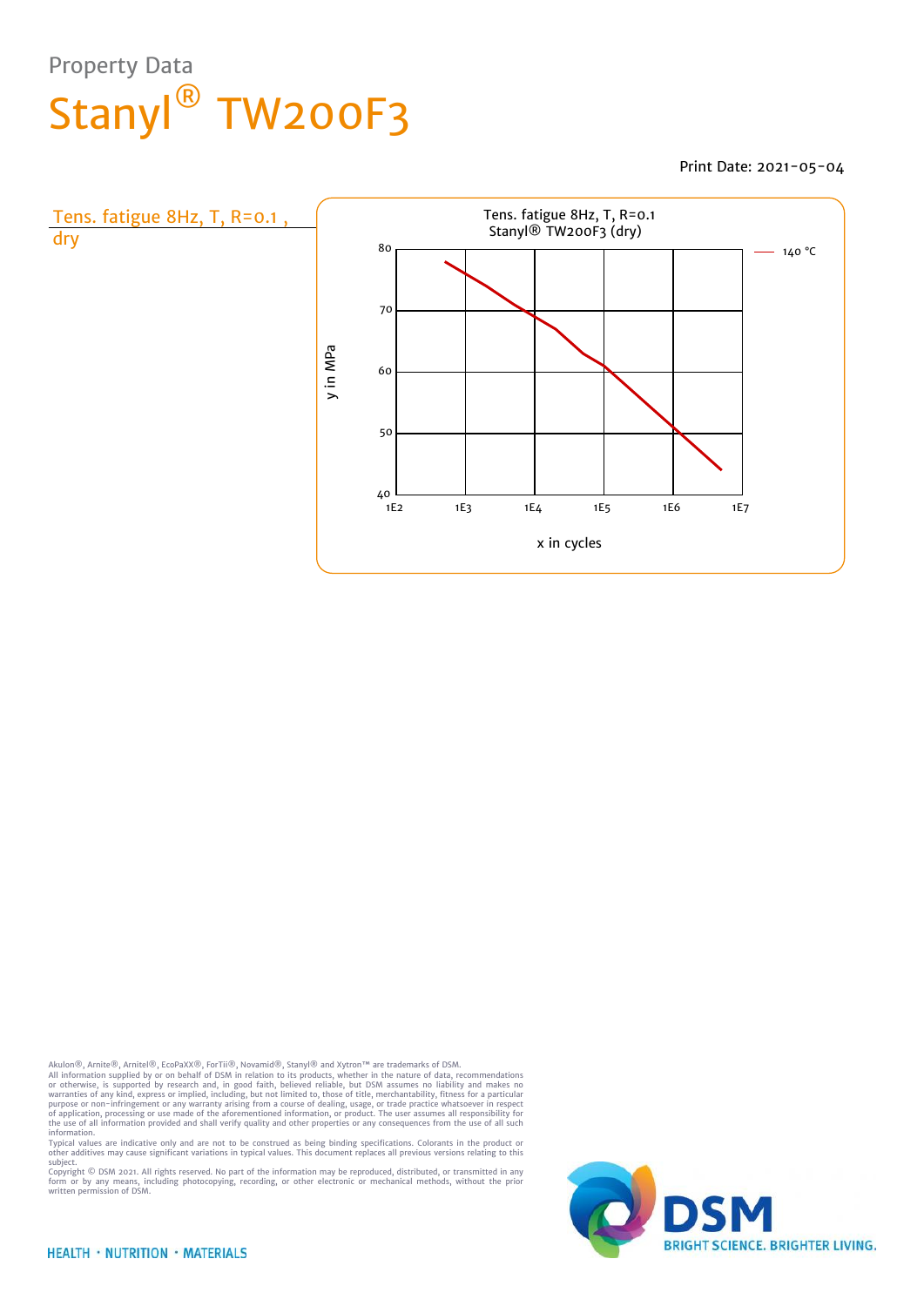Property Data

# Stanyl® TW200F3

Print Date: 2021-05-04

## Tens. fatigue 8Hz, T, R=0.1 , dry

Tens. fatigue 8Hz, T, R=0.1
Stanyl® TW200F3 (dry)

y in MPa

80
70
60
50
40

1E2
1E3
1E4
1E5
1E6
1E7

x in cycles

140 °C

Akulon®, Arnite®, Arnitel®, EcoPaXX®, ForTii®, Novamid®, Stanyl® and Xytron™ are trademarks of DSM.
All information supplied by or on behalf of DSM in relation to its products, whether in the nature of data, recommendations or otherwise, is supported by research and, in good faith, believed reliable, but DSM assumes no liability and makes no warranties of any kind, express or implied, including, but not limited to, those of title, merchantability, fitness for a particular purpose or non-infringement or any warranty arising from a course of dealing, usage, or trade practice whatsoever in respect of application, processing or use made of the aforementioned information, or product. The user assumes all responsibility for the use of all information provided and shall verify quality and other properties or any consequences from the use of all such information.
Typical values are indicative only and are not to be construed as being binding specifications. Colorants in the product or other additives may cause significant variations in typical values. This document replaces all previous versions relating to this subject.
Copyright © DSM 2021. All rights reserved. No part of the information may be reproduced, distributed, or transmitted in any form or by any means, including photocopying, recording, or other electronic or mechanical methods, without the prior written permission of DSM.

HEALTH · NUTRITION · MATERIALS

DSM
BRIGHT SCIENCE. BRIGHTER LIVING.